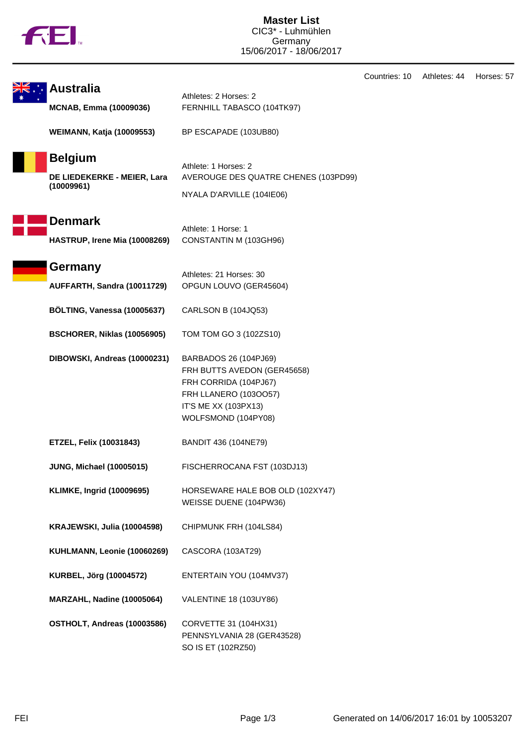# Master List

CIC3* - Luhmühlen
Germany
15/06/2017 - 18/06/2017

Countries: 10 Athletes: 44 Horses: 57

## Australia

Athletes: 2 Horses: 2

| Athlete | Horse |
|---|---|
| **MCNAB, Emma (10009036)** | FERNHILL TABASCO (104TK97) |
| **WEIMANN, Katja (10009553)** | BP ESCAPADE (103UB80) |

## Belgium

Athlete: 1 Horses: 2

| Athlete | Horse |
|---|---|
| **DE LIEDEKERKE - MEIER, Lara (10009961)** | AVEROUGE DES QUATRE CHENES (103PD99) |
| | NYALA D'ARVILLE (104IE06) |

## Denmark

Athlete: 1 Horse: 1

| Athlete | Horse |
|---|---|
| **HASTRUP, Irene Mia (10008269)** | CONSTANTIN M (103GH96) |

## Germany

Athletes: 21 Horses: 30

| Athlete | Horse |
|---|---|
| **AUFFARTH, Sandra (10011729)** | OPGUN LOUVO (GER45604) |
| **BÖLTING, Vanessa (10005637)** | CARLSON B (104JQ53) |
| **BSCHORER, Niklas (10056905)** | TOM TOM GO 3 (102ZS10) |
| **DIBOWSKI, Andreas (10000231)** | BARBADOS 26 (104PJ69) |
| | FRH BUTTS AVEDON (GER45658) |
| | FRH CORRIDA (104PJ67) |
| | FRH LLANERO (103OO57) |
| | IT'S ME XX (103PX13) |
| | WOLFSMOND (104PY08) |
| **ETZEL, Felix (10031843)** | BANDIT 436 (104NE79) |
| **JUNG, Michael (10005015)** | FISCHERROCANA FST (103DJ13) |
| **KLIMKE, Ingrid (10009695)** | HORSEWARE HALE BOB OLD (102XY47) |
| | WEISSE DUENE (104PW36) |
| **KRAJEWSKI, Julia (10004598)** | CHIPMUNK FRH (104LS84) |
| **KUHLMANN, Leonie (10060269)** | CASCORA (103AT29) |
| **KURBEL, Jörg (10004572)** | ENTERTAIN YOU (104MV37) |
| **MARZAHL, Nadine (10005064)** | VALENTINE 18 (103UY86) |
| **OSTHOLT, Andreas (10003586)** | CORVETTE 31 (104HX31) |
| | PENNSYLVANIA 28 (GER43528) |
| | SO IS ET (102RZ50) |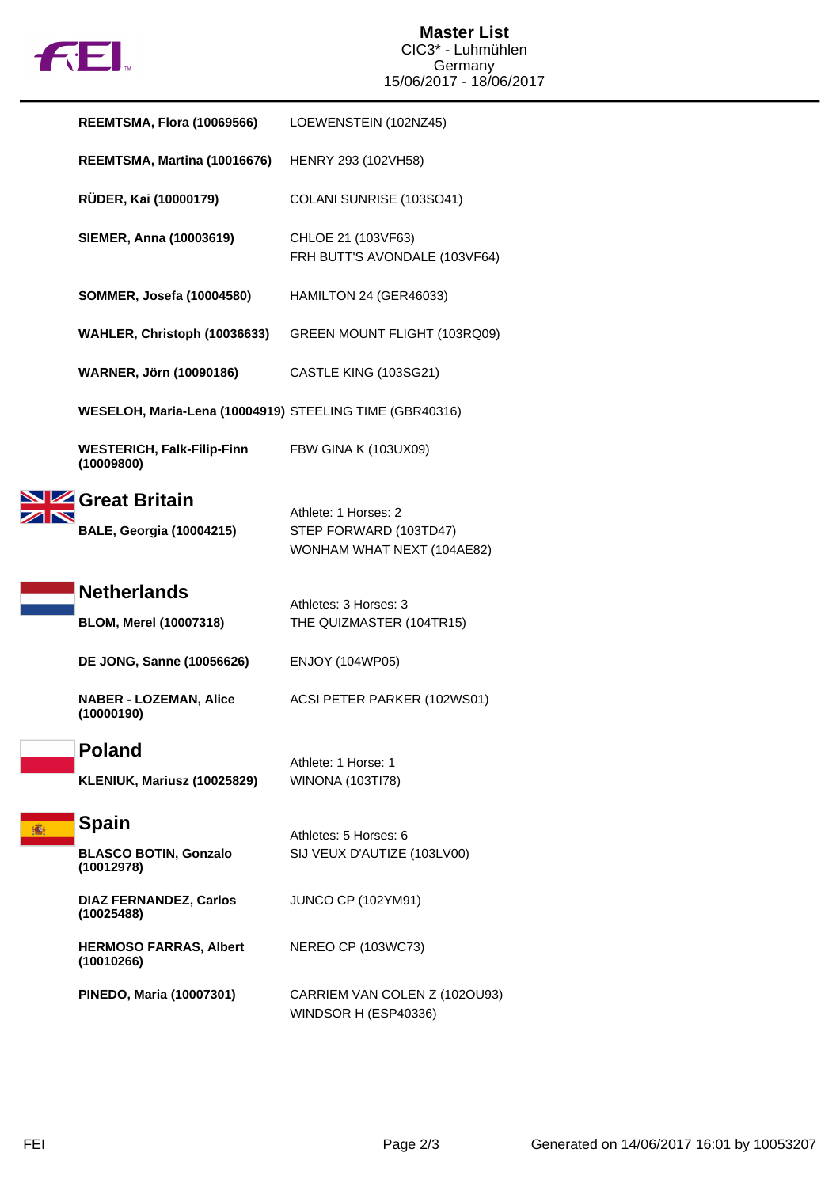# Master List
CIC3* - Luhmühlen
Germany
15/06/2017 - 18/06/2017

| Athlete | Horse(s) |
|---|---|
| **REEMTSMA, Flora (10069566)** | LOEWENSTEIN (102NZ45) |
| **REEMTSMA, Martina (10016676)** | HENRY 293 (102VH58) |
| **RÜDER, Kai (10000179)** | COLANI SUNRISE (103SO41) |
| **SIEMER, Anna (10003619)** | CHLOE 21 (103VF63)<br>FRH BUTT'S AVONDALE (103VF64) |
| **SOMMER, Josefa (10004580)** | HAMILTON 24 (GER46033) |
| **WAHLER, Christoph (10036633)** | GREEN MOUNT FLIGHT (103RQ09) |
| **WARNER, Jörn (10090186)** | CASTLE KING (103SG21) |
| **WESELOH, Maria-Lena (10004919)** | STEELING TIME (GBR40316) |
| **WESTERICH, Falk-Filip-Finn (10009800)** | FBW GINA K (103UX09) |

## Great Britain

Athlete: 1 Horses: 2

| Athlete | Horse(s) |
|---|---|
| **BALE, Georgia (10004215)** | STEP FORWARD (103TD47)<br>WONHAM WHAT NEXT (104AE82) |

## Netherlands

Athletes: 3 Horses: 3

| Athlete | Horse(s) |
|---|---|
| **BLOM, Merel (10007318)** | THE QUIZMASTER (104TR15) |
| **DE JONG, Sanne (10056626)** | ENJOY (104WP05) |
| **NABER - LOZEMAN, Alice (10000190)** | ACSI PETER PARKER (102WS01) |

## Poland

Athlete: 1 Horse: 1

| Athlete | Horse(s) |
|---|---|
| **KLENIUK, Mariusz (10025829)** | WINONA (103TI78) |

## Spain

Athletes: 5 Horses: 6

| Athlete | Horse(s) |
|---|---|
| **BLASCO BOTIN, Gonzalo (10012978)** | SIJ VEUX D'AUTIZE (103LV00) |
| **DIAZ FERNANDEZ, Carlos (10025488)** | JUNCO CP (102YM91) |
| **HERMOSO FARRAS, Albert (10010266)** | NEREO CP (103WC73) |
| **PINEDO, Maria (10007301)** | CARRIEM VAN COLEN Z (102OU93)<br>WINDSOR H (ESP40336) |

Generated on 14/06/2017 16:01 by 10053207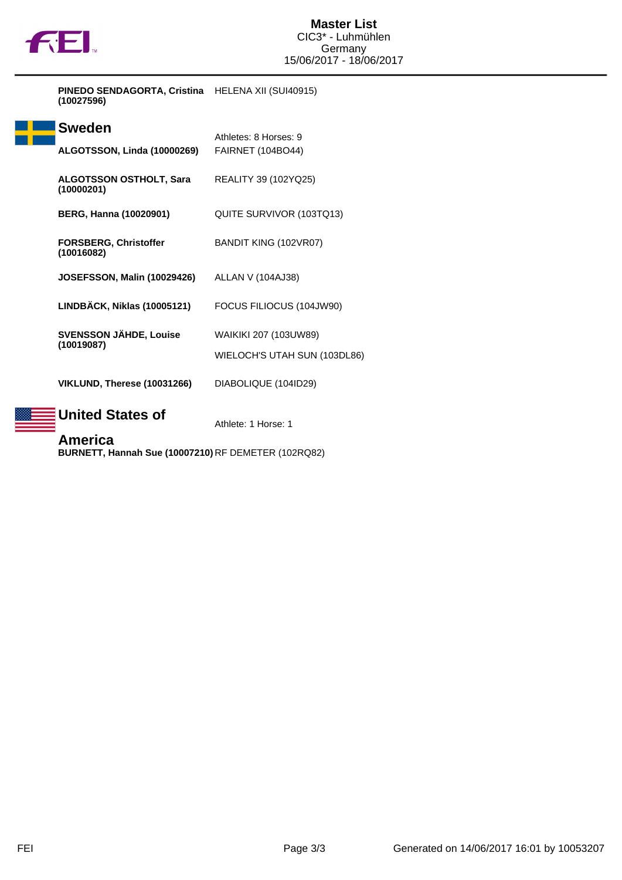**Master List**
CIC3* - Luhmühlen
Germany
15/06/2017 - 18/06/2017

| | |
|---|---|
| **PINEDO SENDAGORTA, Cristina (10027596)** | HELENA XII (SUI40915) |

## Sweden

Athletes: 8 Horses: 9

| | |
|---|---|
| **ALGOTSSON, Linda (10000269)** | FAIRNET (104BO44) |
| **ALGOTSSON OSTHOLT, Sara (10000201)** | REALITY 39 (102YQ25) |
| **BERG, Hanna (10020901)** | QUITE SURVIVOR (103TQ13) |
| **FORSBERG, Christoffer (10016082)** | BANDIT KING (102VR07) |
| **JOSEFSSON, Malin (10029426)** | ALLAN V (104AJ38) |
| **LINDBÄCK, Niklas (10005121)** | FOCUS FILIOCUS (104JW90) |
| **SVENSSON JÄHDE, Louise (10019087)** | WAIKIKI 207 (103UW89) |
| | WIELOCH'S UTAH SUN (103DL86) |
| **VIKLUND, Therese (10031266)** | DIABOLIQUE (104ID29) |

## United States of America

Athlete: 1 Horse: 1

| | |
|---|---|
| **BURNETT, Hannah Sue (10007210)** | RF DEMETER (102RQ82) |

Generated on 14/06/2017 16:01 by 10053207